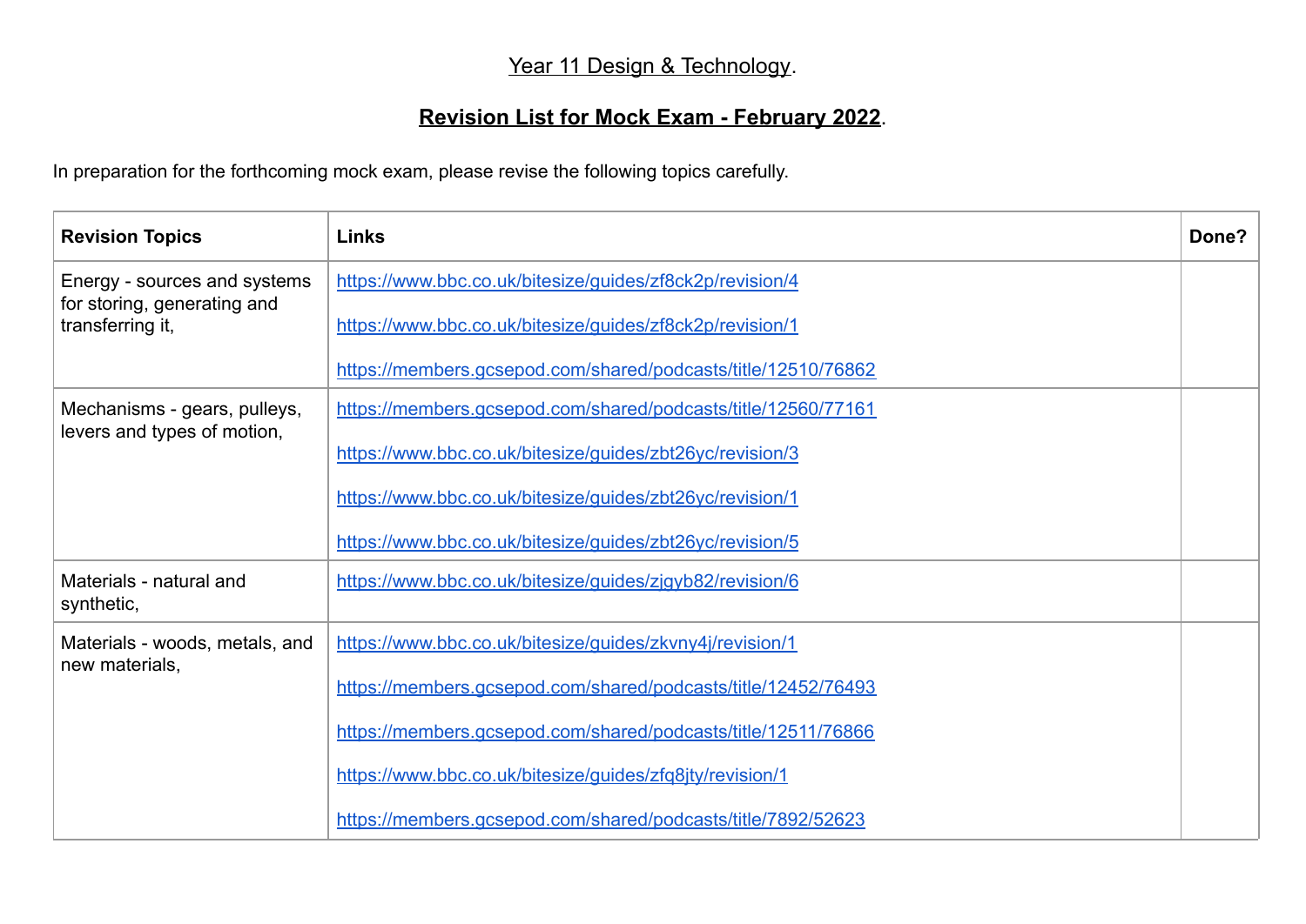# Year 11 Design & Technology.

## Revision List for Mock Exam - February 2022.

In preparation for the forthcoming mock exam, please revise the following topics carefully.

| Revision Topics | Links | Done? |
|---|---|---|
| Energy - sources and systems for storing, generating and transferring it, | https://www.bbc.co.uk/bitesize/guides/zf8ck2p/revision/4<br><br>https://www.bbc.co.uk/bitesize/guides/zf8ck2p/revision/1<br><br>https://members.gcsepod.com/shared/podcasts/title/12510/76862 | |
| Mechanisms - gears, pulleys, levers and types of motion, | https://members.gcsepod.com/shared/podcasts/title/12560/77161<br><br>https://www.bbc.co.uk/bitesize/guides/zbt26yc/revision/3<br><br>https://www.bbc.co.uk/bitesize/guides/zbt26yc/revision/1<br><br>https://www.bbc.co.uk/bitesize/guides/zbt26yc/revision/5 | |
| Materials - natural and synthetic, | https://www.bbc.co.uk/bitesize/guides/zjgyb82/revision/6 | |
| Materials - woods, metals, and new materials, | https://www.bbc.co.uk/bitesize/guides/zkvny4j/revision/1<br><br>https://members.gcsepod.com/shared/podcasts/title/12452/76493<br><br>https://members.gcsepod.com/shared/podcasts/title/12511/76866<br><br>https://www.bbc.co.uk/bitesize/guides/zfq8jty/revision/1<br><br>https://members.gcsepod.com/shared/podcasts/title/7892/52623 | |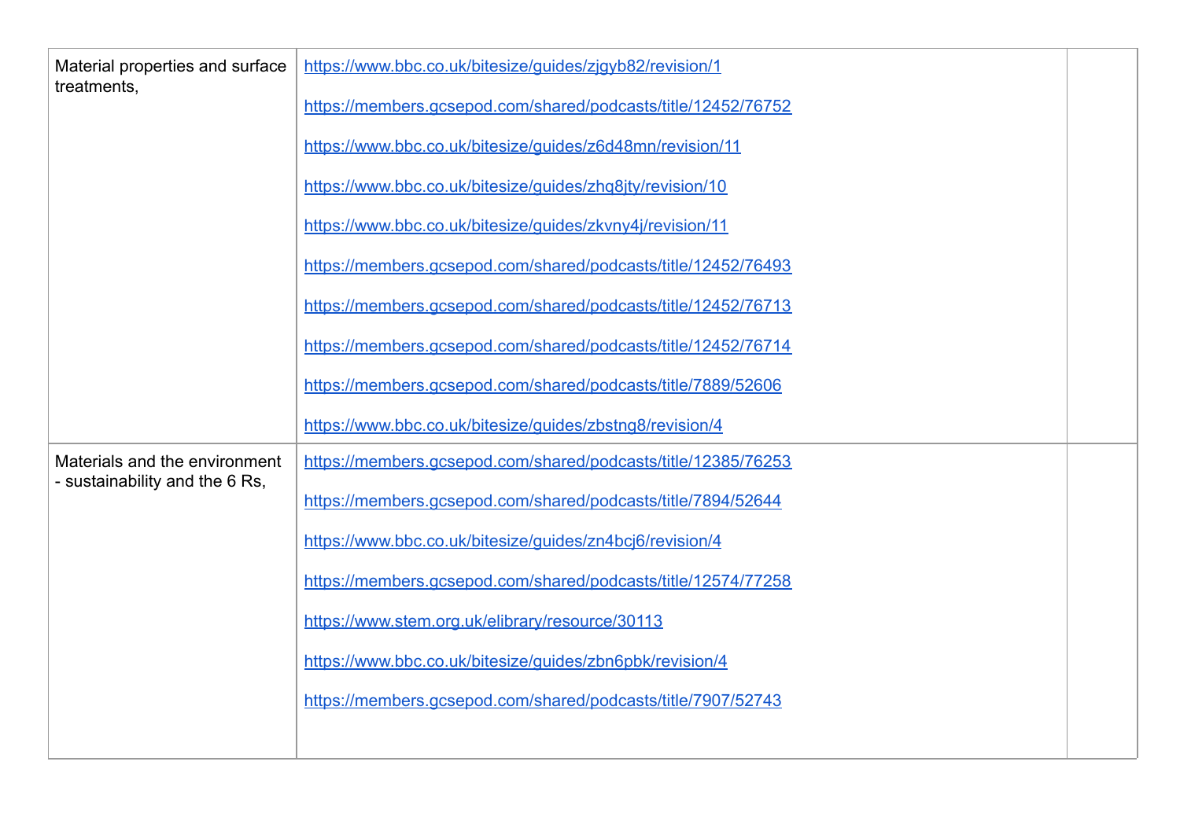| | | |
|---|---|---|
| Material properties and surface treatments, | https://www.bbc.co.uk/bitesize/guides/zjgyb82/revision/1<br><br>https://members.gcsepod.com/shared/podcasts/title/12452/76752<br><br>https://www.bbc.co.uk/bitesize/guides/z6d48mn/revision/11<br><br>https://www.bbc.co.uk/bitesize/guides/zhq8jty/revision/10<br><br>https://www.bbc.co.uk/bitesize/guides/zkvny4j/revision/11<br><br>https://members.gcsepod.com/shared/podcasts/title/12452/76493<br><br>https://members.gcsepod.com/shared/podcasts/title/12452/76713<br><br>https://members.gcsepod.com/shared/podcasts/title/12452/76714<br><br>https://members.gcsepod.com/shared/podcasts/title/7889/52606<br><br>https://www.bbc.co.uk/bitesize/guides/zbstng8/revision/4 | |
| Materials and the environment - sustainability and the 6 Rs, | https://members.gcsepod.com/shared/podcasts/title/12385/76253<br><br>https://members.gcsepod.com/shared/podcasts/title/7894/52644<br><br>https://www.bbc.co.uk/bitesize/guides/zn4bcj6/revision/4<br><br>https://members.gcsepod.com/shared/podcasts/title/12574/77258<br><br>https://www.stem.org.uk/elibrary/resource/30113<br><br>https://www.bbc.co.uk/bitesize/guides/zbn6pbk/revision/4<br><br>https://members.gcsepod.com/shared/podcasts/title/7907/52743 | |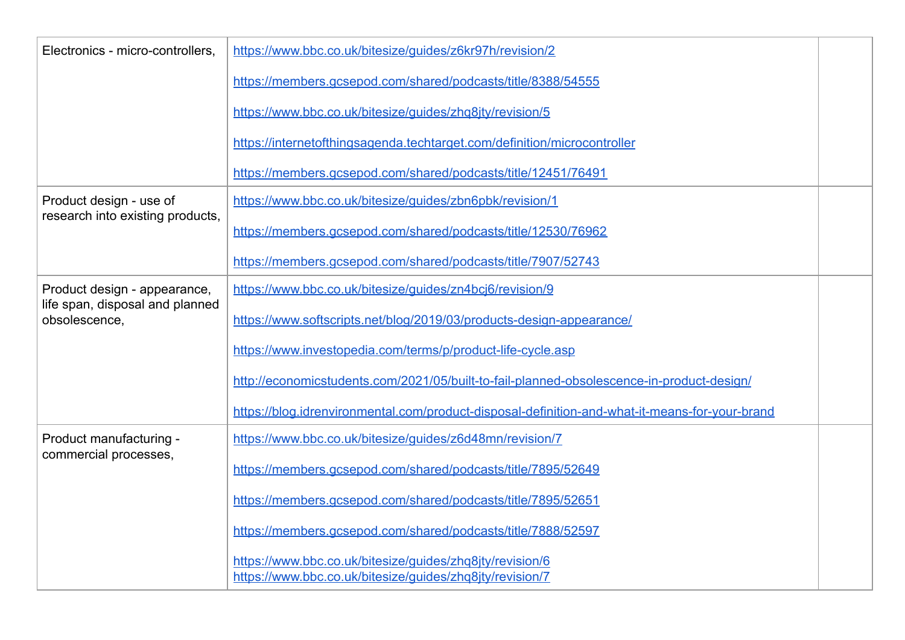| | | |
|---|---|---|
| Electronics - micro-controllers, | https://www.bbc.co.uk/bitesize/guides/z6kr97h/revision/2<br><br>https://members.gcsepod.com/shared/podcasts/title/8388/54555<br><br>https://www.bbc.co.uk/bitesize/guides/zhq8jty/revision/5<br><br>https://internetofthingsagenda.techtarget.com/definition/microcontroller<br><br>https://members.gcsepod.com/shared/podcasts/title/12451/76491 | |
| Product design - use of research into existing products, | https://www.bbc.co.uk/bitesize/guides/zbn6pbk/revision/1<br><br>https://members.gcsepod.com/shared/podcasts/title/12530/76962<br><br>https://members.gcsepod.com/shared/podcasts/title/7907/52743 | |
| Product design - appearance, life span, disposal and planned obsolescence, | https://www.bbc.co.uk/bitesize/guides/zn4bcj6/revision/9<br><br>https://www.softscripts.net/blog/2019/03/products-design-appearance/<br><br>https://www.investopedia.com/terms/p/product-life-cycle.asp<br><br>http://economicstudents.com/2021/05/built-to-fail-planned-obsolescence-in-product-design/<br><br>https://blog.idrenvironmental.com/product-disposal-definition-and-what-it-means-for-your-brand | |
| Product manufacturing - commercial processes, | https://www.bbc.co.uk/bitesize/guides/z6d48mn/revision/7<br><br>https://members.gcsepod.com/shared/podcasts/title/7895/52649<br><br>https://members.gcsepod.com/shared/podcasts/title/7895/52651<br><br>https://members.gcsepod.com/shared/podcasts/title/7888/52597<br><br>https://www.bbc.co.uk/bitesize/guides/zhq8jty/revision/6<br>https://www.bbc.co.uk/bitesize/guides/zhq8jty/revision/7 | |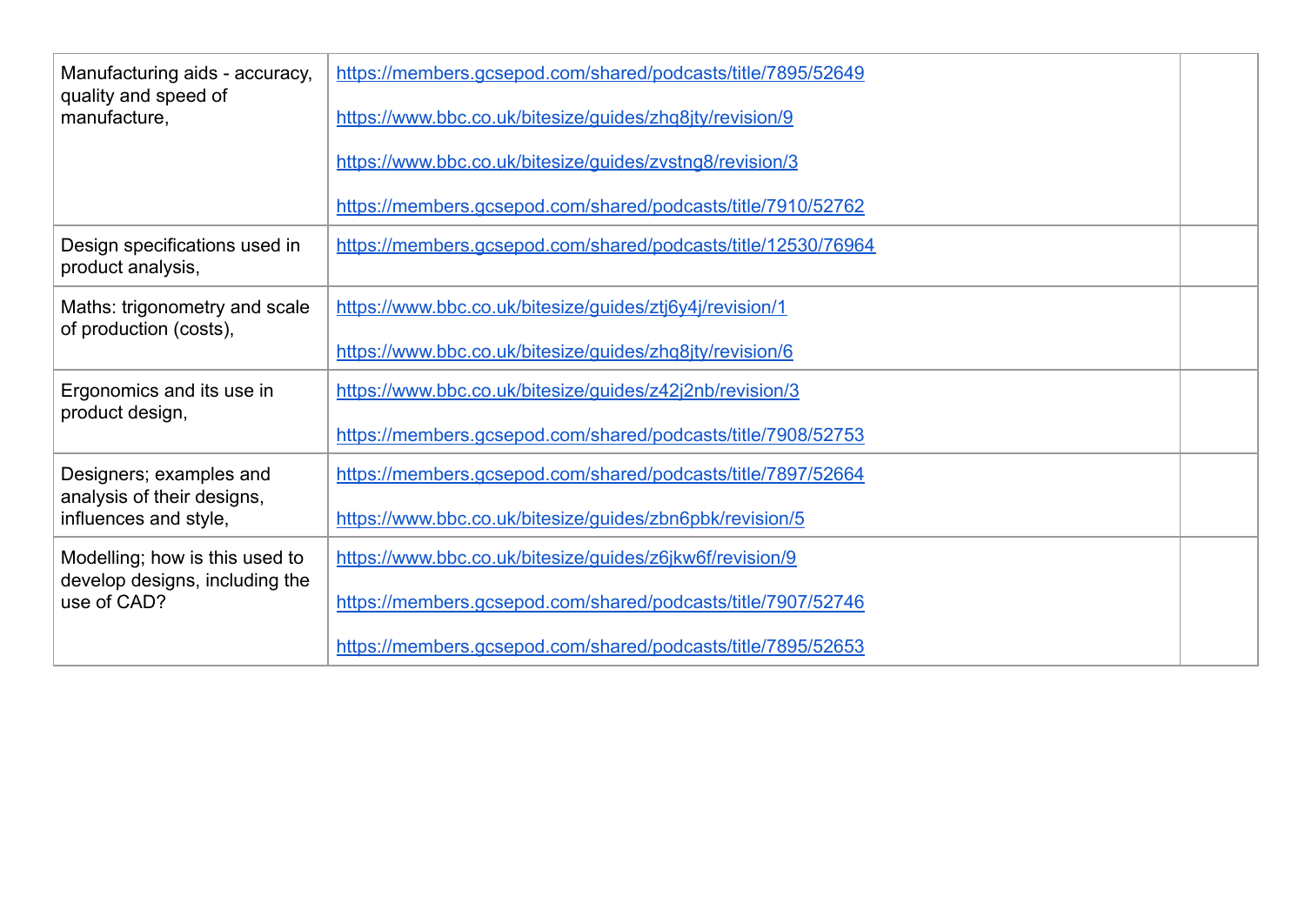| | | |
|---|---|---|
| Manufacturing aids - accuracy, quality and speed of manufacture, | https://members.gcsepod.com/shared/podcasts/title/7895/52649<br><br>https://www.bbc.co.uk/bitesize/guides/zhq8jty/revision/9<br><br>https://www.bbc.co.uk/bitesize/guides/zvstng8/revision/3<br><br>https://members.gcsepod.com/shared/podcasts/title/7910/52762 | |
| Design specifications used in product analysis, | https://members.gcsepod.com/shared/podcasts/title/12530/76964 | |
| Maths: trigonometry and scale of production (costs), | https://www.bbc.co.uk/bitesize/guides/ztj6y4j/revision/1<br><br>https://www.bbc.co.uk/bitesize/guides/zhq8jty/revision/6 | |
| Ergonomics and its use in product design, | https://www.bbc.co.uk/bitesize/guides/z42j2nb/revision/3<br><br>https://members.gcsepod.com/shared/podcasts/title/7908/52753 | |
| Designers; examples and analysis of their designs, influences and style, | https://members.gcsepod.com/shared/podcasts/title/7897/52664<br><br>https://www.bbc.co.uk/bitesize/guides/zbn6pbk/revision/5 | |
| Modelling; how is this used to develop designs, including the use of CAD? | https://www.bbc.co.uk/bitesize/guides/z6jkw6f/revision/9<br><br>https://members.gcsepod.com/shared/podcasts/title/7907/52746<br><br>https://members.gcsepod.com/shared/podcasts/title/7895/52653 | |